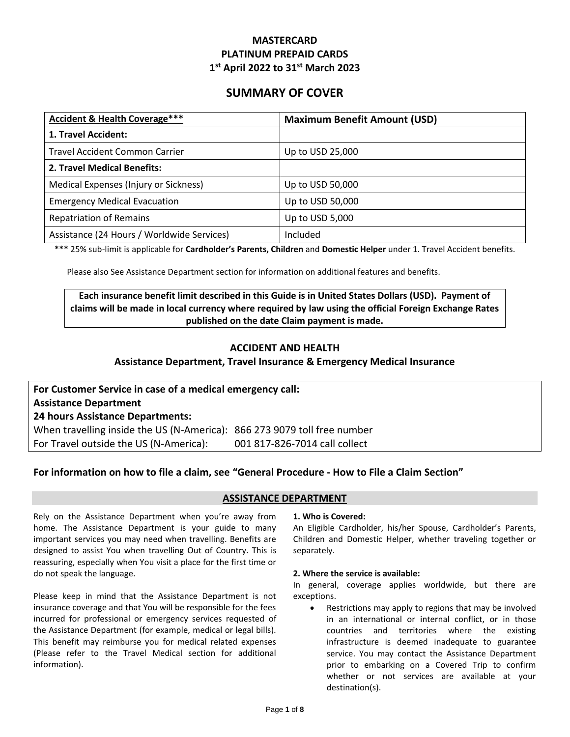# MASTERCARD
# PLATINUM PREPAID CARDS
# 1st April 2022 to 31st March 2023

## SUMMARY OF COVER

| Accident & Health Coverage*** | Maximum Benefit Amount (USD) |
|---|---|
| **1. Travel Accident:** | |
| Travel Accident Common Carrier | Up to USD 25,000 |
| **2. Travel Medical Benefits:** | |
| Medical Expenses (Injury or Sickness) | Up to USD 50,000 |
| Emergency Medical Evacuation | Up to USD 50,000 |
| Repatriation of Remains | Up to USD 5,000 |
| Assistance (24 Hours / Worldwide Services) | Included |

**\*\*\*** 25% sub-limit is applicable for **Cardholder's Parents, Children** and **Domestic Helper** under 1. Travel Accident benefits.

Please also See Assistance Department section for information on additional features and benefits.

**Each insurance benefit limit described in this Guide is in United States Dollars (USD). Payment of claims will be made in local currency where required by law using the official Foreign Exchange Rates published on the date Claim payment is made.**

### ACCIDENT AND HEALTH
### Assistance Department, Travel Insurance & Emergency Medical Insurance

**For Customer Service in case of a medical emergency call:**
**Assistance Department**
**24 hours Assistance Departments:**
When travelling inside the US (N-America): 866 273 9079 toll free number
For Travel outside the US (N-America): 001 817-826-7014 call collect

### For information on how to file a claim, see "General Procedure - How to File a Claim Section"

## ASSISTANCE DEPARTMENT

Rely on the Assistance Department when you're away from home. The Assistance Department is your guide to many important services you may need when travelling. Benefits are designed to assist You when travelling Out of Country. This is reassuring, especially when You visit a place for the first time or do not speak the language.

Please keep in mind that the Assistance Department is not insurance coverage and that You will be responsible for the fees incurred for professional or emergency services requested of the Assistance Department (for example, medical or legal bills). This benefit may reimburse you for medical related expenses (Please refer to the Travel Medical section for additional information).

**1. Who is Covered:**
An Eligible Cardholder, his/her Spouse, Cardholder's Parents, Children and Domestic Helper, whether traveling together or separately.

**2. Where the service is available:**
In general, coverage applies worldwide, but there are exceptions.

- Restrictions may apply to regions that may be involved in an international or internal conflict, or in those countries and territories where the existing infrastructure is deemed inadequate to guarantee service. You may contact the Assistance Department prior to embarking on a Covered Trip to confirm whether or not services are available at your destination(s).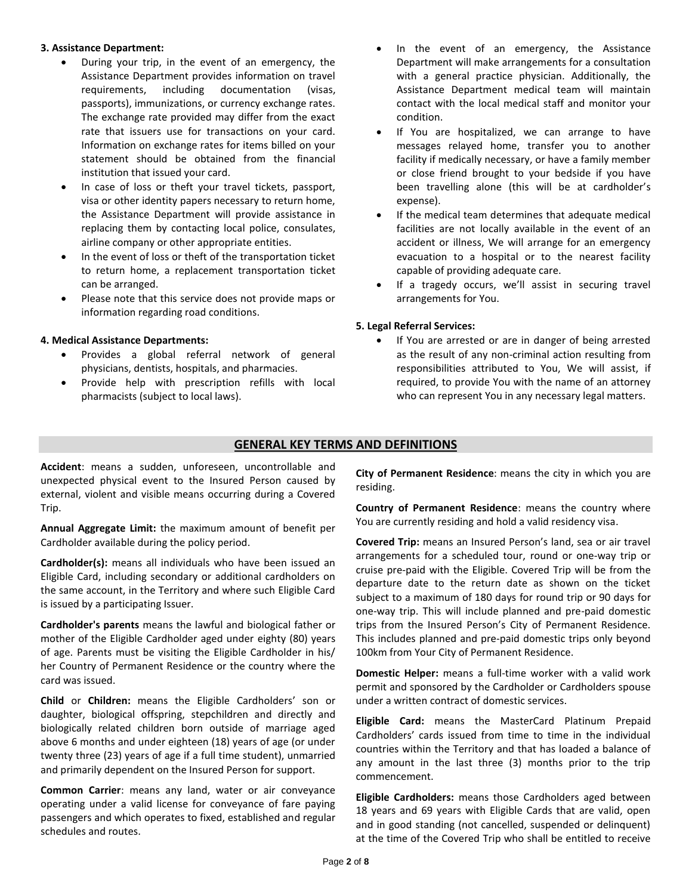**3. Assistance Department:**

- During your trip, in the event of an emergency, the Assistance Department provides information on travel requirements, including documentation (visas, passports), immunizations, or currency exchange rates. The exchange rate provided may differ from the exact rate that issuers use for transactions on your card. Information on exchange rates for items billed on your statement should be obtained from the financial institution that issued your card.
- In case of loss or theft your travel tickets, passport, visa or other identity papers necessary to return home, the Assistance Department will provide assistance in replacing them by contacting local police, consulates, airline company or other appropriate entities.
- In the event of loss or theft of the transportation ticket to return home, a replacement transportation ticket can be arranged.
- Please note that this service does not provide maps or information regarding road conditions.

**4. Medical Assistance Departments:**

- Provides a global referral network of general physicians, dentists, hospitals, and pharmacies.
- Provide help with prescription refills with local pharmacists (subject to local laws).
- In the event of an emergency, the Assistance Department will make arrangements for a consultation with a general practice physician. Additionally, the Assistance Department medical team will maintain contact with the local medical staff and monitor your condition.
- If You are hospitalized, we can arrange to have messages relayed home, transfer you to another facility if medically necessary, or have a family member or close friend brought to your bedside if you have been travelling alone (this will be at cardholder's expense).
- If the medical team determines that adequate medical facilities are not locally available in the event of an accident or illness, We will arrange for an emergency evacuation to a hospital or to the nearest facility capable of providing adequate care.
- If a tragedy occurs, we'll assist in securing travel arrangements for You.

**5. Legal Referral Services:**

- If You are arrested or are in danger of being arrested as the result of any non-criminal action resulting from responsibilities attributed to You, We will assist, if required, to provide You with the name of an attorney who can represent You in any necessary legal matters.

## GENERAL KEY TERMS AND DEFINITIONS

**Accident**: means a sudden, unforeseen, uncontrollable and unexpected physical event to the Insured Person caused by external, violent and visible means occurring during a Covered Trip.

**Annual Aggregate Limit:** the maximum amount of benefit per Cardholder available during the policy period.

**Cardholder(s):** means all individuals who have been issued an Eligible Card, including secondary or additional cardholders on the same account, in the Territory and where such Eligible Card is issued by a participating Issuer.

**Cardholder's parents** means the lawful and biological father or mother of the Eligible Cardholder aged under eighty (80) years of age. Parents must be visiting the Eligible Cardholder in his/ her Country of Permanent Residence or the country where the card was issued.

**Child** or **Children:** means the Eligible Cardholders' son or daughter, biological offspring, stepchildren and directly and biologically related children born outside of marriage aged above 6 months and under eighteen (18) years of age (or under twenty three (23) years of age if a full time student), unmarried and primarily dependent on the Insured Person for support.

**Common Carrier**: means any land, water or air conveyance operating under a valid license for conveyance of fare paying passengers and which operates to fixed, established and regular schedules and routes.

**City of Permanent Residence**: means the city in which you are residing.

**Country of Permanent Residence**: means the country where You are currently residing and hold a valid residency visa.

**Covered Trip:** means an Insured Person's land, sea or air travel arrangements for a scheduled tour, round or one-way trip or cruise pre-paid with the Eligible. Covered Trip will be from the departure date to the return date as shown on the ticket subject to a maximum of 180 days for round trip or 90 days for one-way trip. This will include planned and pre-paid domestic trips from the Insured Person's City of Permanent Residence. This includes planned and pre-paid domestic trips only beyond 100km from Your City of Permanent Residence.

**Domestic Helper:** means a full-time worker with a valid work permit and sponsored by the Cardholder or Cardholders spouse under a written contract of domestic services.

**Eligible Card:** means the MasterCard Platinum Prepaid Cardholders' cards issued from time to time in the individual countries within the Territory and that has loaded a balance of any amount in the last three (3) months prior to the trip commencement.

**Eligible Cardholders:** means those Cardholders aged between 18 years and 69 years with Eligible Cards that are valid, open and in good standing (not cancelled, suspended or delinquent) at the time of the Covered Trip who shall be entitled to receive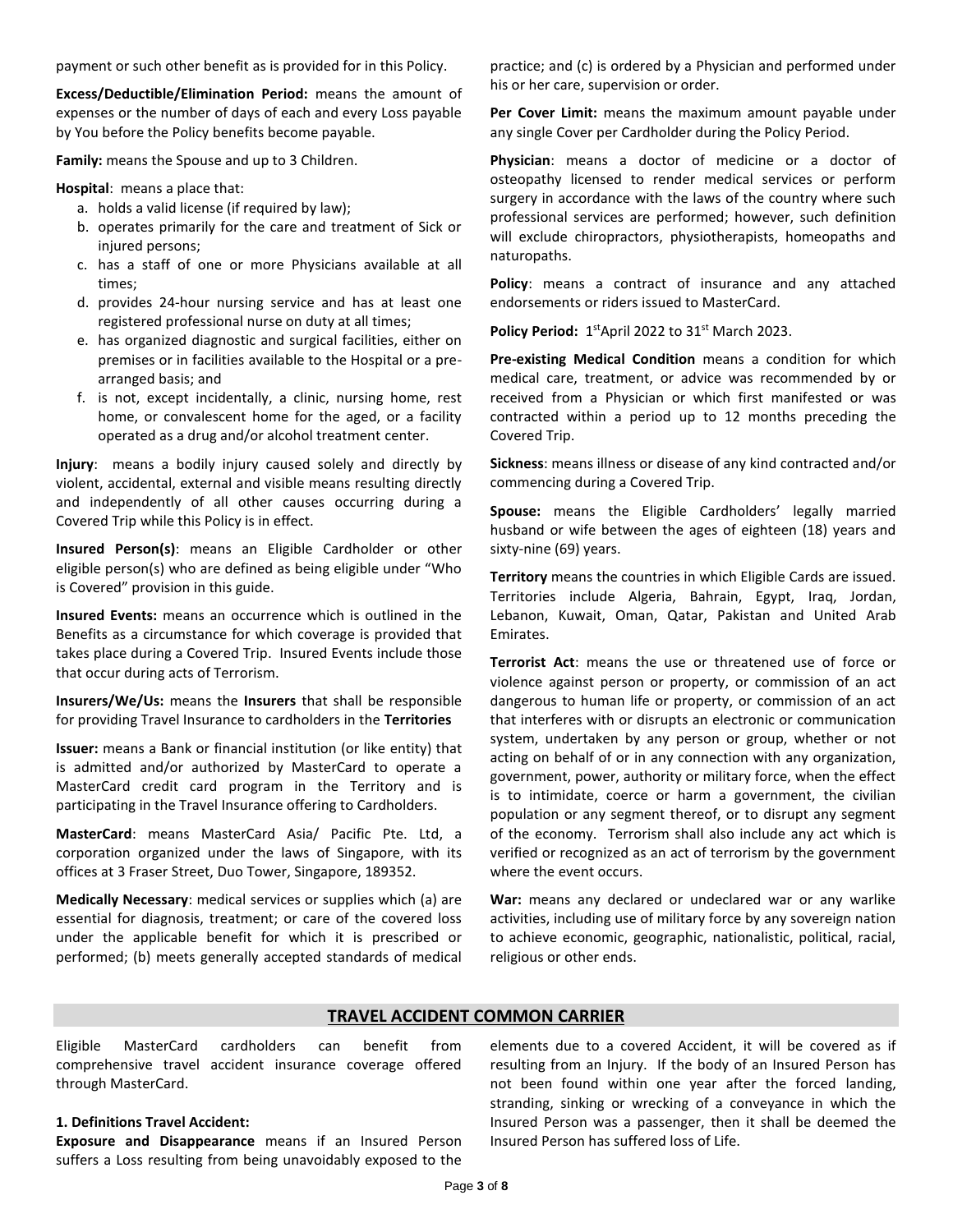payment or such other benefit as is provided for in this Policy.

**Excess/Deductible/Elimination Period:** means the amount of expenses or the number of days of each and every Loss payable by You before the Policy benefits become payable.

**Family:** means the Spouse and up to 3 Children.

**Hospital**: means a place that:

a. holds a valid license (if required by law);
b. operates primarily for the care and treatment of Sick or injured persons;
c. has a staff of one or more Physicians available at all times;
d. provides 24-hour nursing service and has at least one registered professional nurse on duty at all times;
e. has organized diagnostic and surgical facilities, either on premises or in facilities available to the Hospital or a pre-arranged basis; and
f. is not, except incidentally, a clinic, nursing home, rest home, or convalescent home for the aged, or a facility operated as a drug and/or alcohol treatment center.

**Injury**: means a bodily injury caused solely and directly by violent, accidental, external and visible means resulting directly and independently of all other causes occurring during a Covered Trip while this Policy is in effect.

**Insured Person(s)**: means an Eligible Cardholder or other eligible person(s) who are defined as being eligible under "Who is Covered" provision in this guide.

**Insured Events:** means an occurrence which is outlined in the Benefits as a circumstance for which coverage is provided that takes place during a Covered Trip. Insured Events include those that occur during acts of Terrorism.

**Insurers/We/Us:** means the **Insurers** that shall be responsible for providing Travel Insurance to cardholders in the **Territories**

**Issuer:** means a Bank or financial institution (or like entity) that is admitted and/or authorized by MasterCard to operate a MasterCard credit card program in the Territory and is participating in the Travel Insurance offering to Cardholders.

**MasterCard**: means MasterCard Asia/ Pacific Pte. Ltd, a corporation organized under the laws of Singapore, with its offices at 3 Fraser Street, Duo Tower, Singapore, 189352.

**Medically Necessary**: medical services or supplies which (a) are essential for diagnosis, treatment; or care of the covered loss under the applicable benefit for which it is prescribed or performed; (b) meets generally accepted standards of medical practice; and (c) is ordered by a Physician and performed under his or her care, supervision or order.

**Per Cover Limit:** means the maximum amount payable under any single Cover per Cardholder during the Policy Period.

**Physician**: means a doctor of medicine or a doctor of osteopathy licensed to render medical services or perform surgery in accordance with the laws of the country where such professional services are performed; however, such definition will exclude chiropractors, physiotherapists, homeopaths and naturopaths.

**Policy**: means a contract of insurance and any attached endorsements or riders issued to MasterCard.

**Policy Period:** 1st April 2022 to 31st March 2023.

**Pre-existing Medical Condition** means a condition for which medical care, treatment, or advice was recommended by or received from a Physician or which first manifested or was contracted within a period up to 12 months preceding the Covered Trip.

**Sickness**: means illness or disease of any kind contracted and/or commencing during a Covered Trip.

**Spouse:** means the Eligible Cardholders' legally married husband or wife between the ages of eighteen (18) years and sixty-nine (69) years.

**Territory** means the countries in which Eligible Cards are issued. Territories include Algeria, Bahrain, Egypt, Iraq, Jordan, Lebanon, Kuwait, Oman, Qatar, Pakistan and United Arab Emirates.

**Terrorist Act**: means the use or threatened use of force or violence against person or property, or commission of an act dangerous to human life or property, or commission of an act that interferes with or disrupts an electronic or communication system, undertaken by any person or group, whether or not acting on behalf of or in any connection with any organization, government, power, authority or military force, when the effect is to intimidate, coerce or harm a government, the civilian population or any segment thereof, or to disrupt any segment of the economy. Terrorism shall also include any act which is verified or recognized as an act of terrorism by the government where the event occurs.

**War:** means any declared or undeclared war or any warlike activities, including use of military force by any sovereign nation to achieve economic, geographic, nationalistic, political, racial, religious or other ends.

## TRAVEL ACCIDENT COMMON CARRIER

Eligible MasterCard cardholders can benefit from comprehensive travel accident insurance coverage offered through MasterCard.

**1. Definitions Travel Accident:**

**Exposure and Disappearance** means if an Insured Person suffers a Loss resulting from being unavoidably exposed to the elements due to a covered Accident, it will be covered as if resulting from an Injury. If the body of an Insured Person has not been found within one year after the forced landing, stranding, sinking or wrecking of a conveyance in which the Insured Person was a passenger, then it shall be deemed the Insured Person has suffered loss of Life.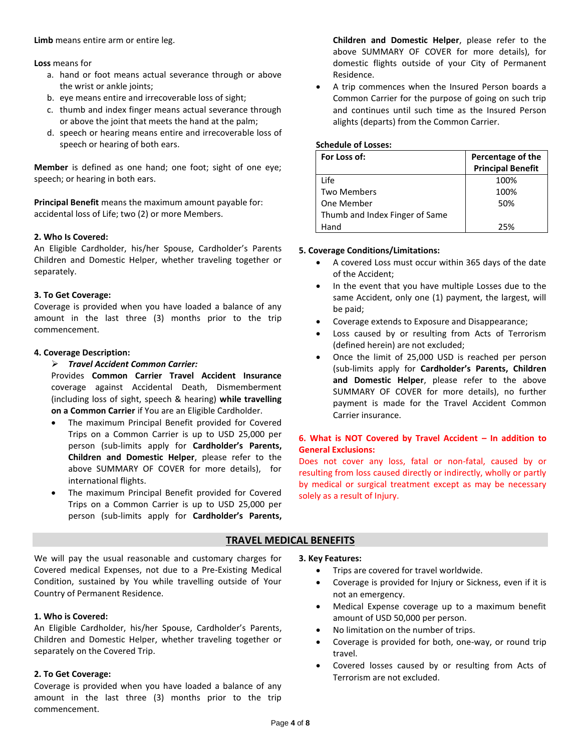**Limb** means entire arm or entire leg.

**Loss** means for

a. hand or foot means actual severance through or above the wrist or ankle joints;
b. eye means entire and irrecoverable loss of sight;
c. thumb and index finger means actual severance through or above the joint that meets the hand at the palm;
d. speech or hearing means entire and irrecoverable loss of speech or hearing of both ears.

**Member** is defined as one hand; one foot; sight of one eye; speech; or hearing in both ears.

**Principal Benefit** means the maximum amount payable for: accidental loss of Life; two (2) or more Members.

**2. Who Is Covered:**

An Eligible Cardholder, his/her Spouse, Cardholder's Parents Children and Domestic Helper, whether traveling together or separately.

**3. To Get Coverage:**

Coverage is provided when you have loaded a balance of any amount in the last three (3) months prior to the trip commencement.

**4. Coverage Description:**

- ***Travel Accident Common Carrier:***

  Provides **Common Carrier Travel Accident Insurance** coverage against Accidental Death, Dismemberment (including loss of sight, speech & hearing) **while travelling on a Common Carrier** if You are an Eligible Cardholder.

- The maximum Principal Benefit provided for Covered Trips on a Common Carrier is up to USD 25,000 per person (sub-limits apply for **Cardholder's Parents, Children and Domestic Helper**, please refer to the above SUMMARY OF COVER for more details), for international flights.
- The maximum Principal Benefit provided for Covered Trips on a Common Carrier is up to USD 25,000 per person (sub-limits apply for **Cardholder's Parents, Children and Domestic Helper**, please refer to the above SUMMARY OF COVER for more details), for domestic flights outside of your City of Permanent Residence.
- A trip commences when the Insured Person boards a Common Carrier for the purpose of going on such trip and continues until such time as the Insured Person alights (departs) from the Common Carrier.

**Schedule of Losses:**

| For Loss of: | Percentage of the Principal Benefit |
|---|---|
| Life | 100% |
| Two Members | 100% |
| One Member | 50% |
| Thumb and Index Finger of Same Hand | 25% |

**5. Coverage Conditions/Limitations:**

- A covered Loss must occur within 365 days of the date of the Accident;
- In the event that you have multiple Losses due to the same Accident, only one (1) payment, the largest, will be paid;
- Coverage extends to Exposure and Disappearance;
- Loss caused by or resulting from Acts of Terrorism (defined herein) are not excluded;
- Once the limit of 25,000 USD is reached per person (sub-limits apply for **Cardholder's Parents, Children and Domestic Helper**, please refer to the above SUMMARY OF COVER for more details), no further payment is made for the Travel Accident Common Carrier insurance.

**6. What is NOT Covered by Travel Accident – In addition to General Exclusions:**

Does not cover any loss, fatal or non-fatal, caused by or resulting from loss caused directly or indirectly, wholly or partly by medical or surgical treatment except as may be necessary solely as a result of Injury.

## TRAVEL MEDICAL BENEFITS

We will pay the usual reasonable and customary charges for Covered medical Expenses, not due to a Pre-Existing Medical Condition, sustained by You while travelling outside of Your Country of Permanent Residence.

**1. Who is Covered:**

An Eligible Cardholder, his/her Spouse, Cardholder's Parents, Children and Domestic Helper, whether traveling together or separately on the Covered Trip.

**2. To Get Coverage:**

Coverage is provided when you have loaded a balance of any amount in the last three (3) months prior to the trip commencement.

**3. Key Features:**

- Trips are covered for travel worldwide.
- Coverage is provided for Injury or Sickness, even if it is not an emergency.
- Medical Expense coverage up to a maximum benefit amount of USD 50,000 per person.
- No limitation on the number of trips.
- Coverage is provided for both, one-way, or round trip travel.
- Covered losses caused by or resulting from Acts of Terrorism are not excluded.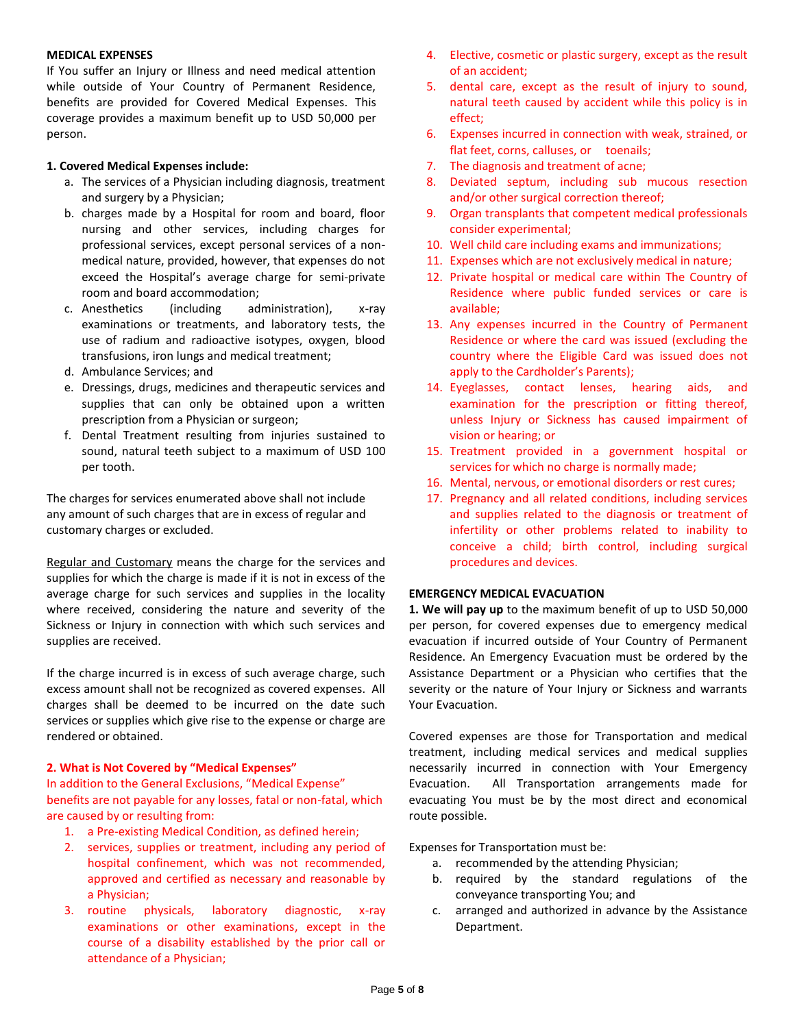## MEDICAL EXPENSES

If You suffer an Injury or Illness and need medical attention while outside of Your Country of Permanent Residence, benefits are provided for Covered Medical Expenses. This coverage provides a maximum benefit up to USD 50,000 per person.

### 1. Covered Medical Expenses include:

a. The services of a Physician including diagnosis, treatment and surgery by a Physician;
b. charges made by a Hospital for room and board, floor nursing and other services, including charges for professional services, except personal services of a non-medical nature, provided, however, that expenses do not exceed the Hospital's average charge for semi-private room and board accommodation;
c. Anesthetics (including administration), x-ray examinations or treatments, and laboratory tests, the use of radium and radioactive isotypes, oxygen, blood transfusions, iron lungs and medical treatment;
d. Ambulance Services; and
e. Dressings, drugs, medicines and therapeutic services and supplies that can only be obtained upon a written prescription from a Physician or surgeon;
f. Dental Treatment resulting from injuries sustained to sound, natural teeth subject to a maximum of USD 100 per tooth.

The charges for services enumerated above shall not include any amount of such charges that are in excess of regular and customary charges or excluded.

Regular and Customary means the charge for the services and supplies for which the charge is made if it is not in excess of the average charge for such services and supplies in the locality where received, considering the nature and severity of the Sickness or Injury in connection with which such services and supplies are received.

If the charge incurred is in excess of such average charge, such excess amount shall not be recognized as covered expenses. All charges shall be deemed to be incurred on the date such services or supplies which give rise to the expense or charge are rendered or obtained.

### 2. What is Not Covered by "Medical Expenses"

In addition to the General Exclusions, "Medical Expense" benefits are not payable for any losses, fatal or non-fatal, which are caused by or resulting from:

1. a Pre-existing Medical Condition, as defined herein;
2. services, supplies or treatment, including any period of hospital confinement, which was not recommended, approved and certified as necessary and reasonable by a Physician;
3. routine physicals, laboratory diagnostic, x-ray examinations or other examinations, except in the course of a disability established by the prior call or attendance of a Physician;
4. Elective, cosmetic or plastic surgery, except as the result of an accident;
5. dental care, except as the result of injury to sound, natural teeth caused by accident while this policy is in effect;
6. Expenses incurred in connection with weak, strained, or flat feet, corns, calluses, or toenails;
7. The diagnosis and treatment of acne;
8. Deviated septum, including sub mucous resection and/or other surgical correction thereof;
9. Organ transplants that competent medical professionals consider experimental;
10. Well child care including exams and immunizations;
11. Expenses which are not exclusively medical in nature;
12. Private hospital or medical care within The Country of Residence where public funded services or care is available;
13. Any expenses incurred in the Country of Permanent Residence or where the card was issued (excluding the country where the Eligible Card was issued does not apply to the Cardholder's Parents);
14. Eyeglasses, contact lenses, hearing aids, and examination for the prescription or fitting thereof, unless Injury or Sickness has caused impairment of vision or hearing; or
15. Treatment provided in a government hospital or services for which no charge is normally made;
16. Mental, nervous, or emotional disorders or rest cures;
17. Pregnancy and all related conditions, including services and supplies related to the diagnosis or treatment of infertility or other problems related to inability to conceive a child; birth control, including surgical procedures and devices.

## EMERGENCY MEDICAL EVACUATION

**1. We will pay up** to the maximum benefit of up to USD 50,000 per person, for covered expenses due to emergency medical evacuation if incurred outside of Your Country of Permanent Residence. An Emergency Evacuation must be ordered by the Assistance Department or a Physician who certifies that the severity or the nature of Your Injury or Sickness and warrants Your Evacuation.

Covered expenses are those for Transportation and medical treatment, including medical services and medical supplies necessarily incurred in connection with Your Emergency Evacuation. All Transportation arrangements made for evacuating You must be by the most direct and economical route possible.

Expenses for Transportation must be:

a. recommended by the attending Physician;
b. required by the standard regulations of the conveyance transporting You; and
c. arranged and authorized in advance by the Assistance Department.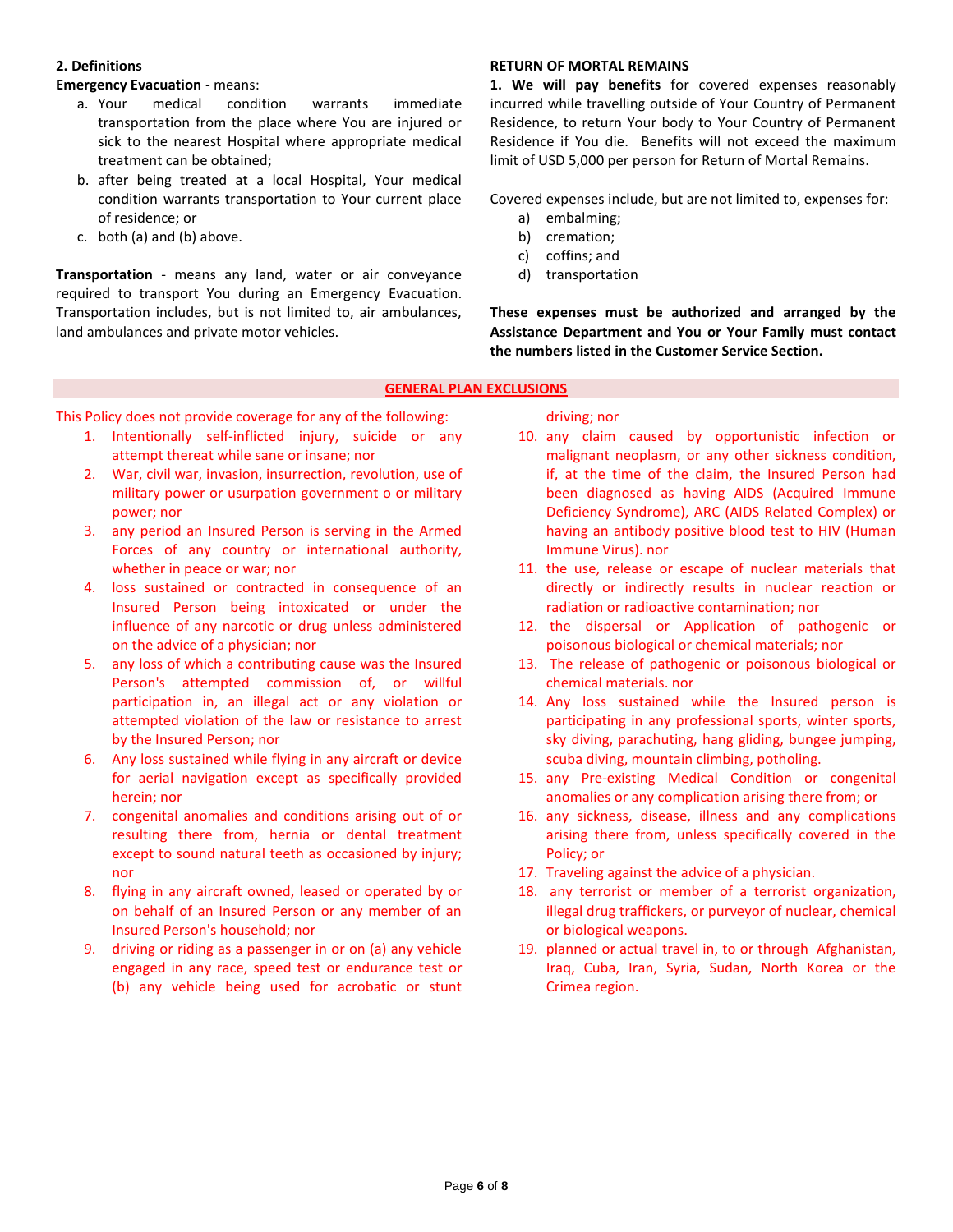**2. Definitions**

**Emergency Evacuation** - means:

a. Your medical condition warrants immediate transportation from the place where You are injured or sick to the nearest Hospital where appropriate medical treatment can be obtained;
b. after being treated at a local Hospital, Your medical condition warrants transportation to Your current place of residence; or
c. both (a) and (b) above.

**Transportation** - means any land, water or air conveyance required to transport You during an Emergency Evacuation. Transportation includes, but is not limited to, air ambulances, land ambulances and private motor vehicles.

**RETURN OF MORTAL REMAINS**

**1. We will pay benefits** for covered expenses reasonably incurred while travelling outside of Your Country of Permanent Residence, to return Your body to Your Country of Permanent Residence if You die. Benefits will not exceed the maximum limit of USD 5,000 per person for Return of Mortal Remains.

Covered expenses include, but are not limited to, expenses for:

a) embalming;
b) cremation;
c) coffins; and
d) transportation

**These expenses must be authorized and arranged by the Assistance Department and You or Your Family must contact the numbers listed in the Customer Service Section.**

## GENERAL PLAN EXCLUSIONS

This Policy does not provide coverage for any of the following:

1. Intentionally self-inflicted injury, suicide or any attempt thereat while sane or insane; nor
2. War, civil war, invasion, insurrection, revolution, use of military power or usurpation government o or military power; nor
3. any period an Insured Person is serving in the Armed Forces of any country or international authority, whether in peace or war; nor
4. loss sustained or contracted in consequence of an Insured Person being intoxicated or under the influence of any narcotic or drug unless administered on the advice of a physician; nor
5. any loss of which a contributing cause was the Insured Person's attempted commission of, or willful participation in, an illegal act or any violation or attempted violation of the law or resistance to arrest by the Insured Person; nor
6. Any loss sustained while flying in any aircraft or device for aerial navigation except as specifically provided herein; nor
7. congenital anomalies and conditions arising out of or resulting there from, hernia or dental treatment except to sound natural teeth as occasioned by injury; nor
8. flying in any aircraft owned, leased or operated by or on behalf of an Insured Person or any member of an Insured Person's household; nor
9. driving or riding as a passenger in or on (a) any vehicle engaged in any race, speed test or endurance test or (b) any vehicle being used for acrobatic or stunt driving; nor
10. any claim caused by opportunistic infection or malignant neoplasm, or any other sickness condition, if, at the time of the claim, the Insured Person had been diagnosed as having AIDS (Acquired Immune Deficiency Syndrome), ARC (AIDS Related Complex) or having an antibody positive blood test to HIV (Human Immune Virus). nor
11. the use, release or escape of nuclear materials that directly or indirectly results in nuclear reaction or radiation or radioactive contamination; nor
12. the dispersal or Application of pathogenic or poisonous biological or chemical materials; nor
13. The release of pathogenic or poisonous biological or chemical materials. nor
14. Any loss sustained while the Insured person is participating in any professional sports, winter sports, sky diving, parachuting, hang gliding, bungee jumping, scuba diving, mountain climbing, potholing.
15. any Pre-existing Medical Condition or congenital anomalies or any complication arising there from; or
16. any sickness, disease, illness and any complications arising there from, unless specifically covered in the Policy; or
17. Traveling against the advice of a physician.
18. any terrorist or member of a terrorist organization, illegal drug traffickers, or purveyor of nuclear, chemical or biological weapons.
19. planned or actual travel in, to or through Afghanistan, Iraq, Cuba, Iran, Syria, Sudan, North Korea or the Crimea region.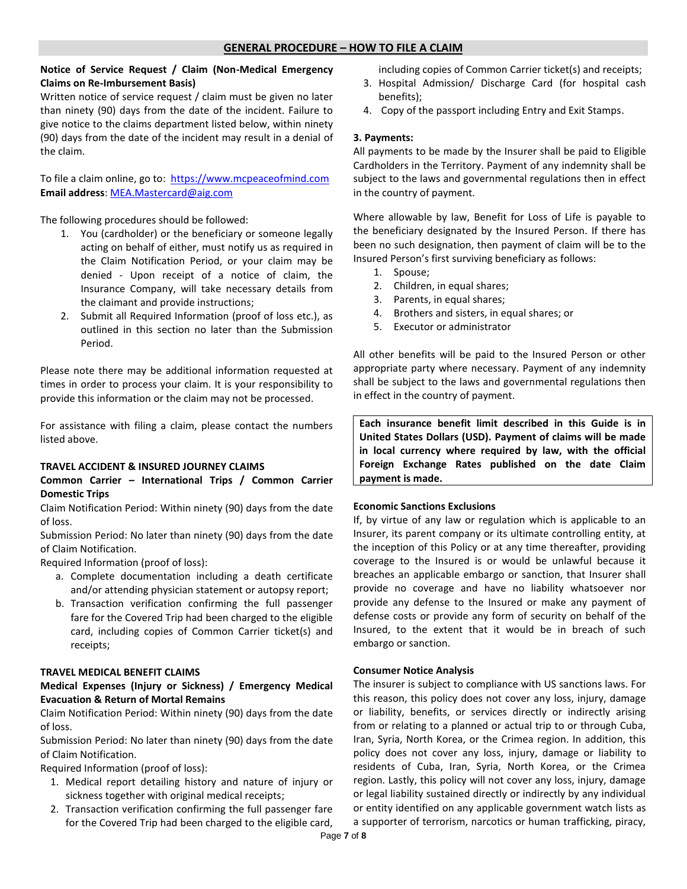## GENERAL PROCEDURE – HOW TO FILE A CLAIM

**Notice of Service Request / Claim (Non-Medical Emergency Claims on Re-Imbursement Basis)**

Written notice of service request / claim must be given no later than ninety (90) days from the date of the incident. Failure to give notice to the claims department listed below, within ninety (90) days from the date of the incident may result in a denial of the claim.

To file a claim online, go to: https://www.mcpeaceofmind.com
**Email address**: MEA.Mastercard@aig.com

The following procedures should be followed:

1. You (cardholder) or the beneficiary or someone legally acting on behalf of either, must notify us as required in the Claim Notification Period, or your claim may be denied - Upon receipt of a notice of claim, the Insurance Company, will take necessary details from the claimant and provide instructions;
2. Submit all Required Information (proof of loss etc.), as outlined in this section no later than the Submission Period.

Please note there may be additional information requested at times in order to process your claim. It is your responsibility to provide this information or the claim may not be processed.

For assistance with filing a claim, please contact the numbers listed above.

**TRAVEL ACCIDENT & INSURED JOURNEY CLAIMS**

**Common Carrier – International Trips / Common Carrier Domestic Trips**

Claim Notification Period: Within ninety (90) days from the date of loss.

Submission Period: No later than ninety (90) days from the date of Claim Notification.

Required Information (proof of loss):

a. Complete documentation including a death certificate and/or attending physician statement or autopsy report;
b. Transaction verification confirming the full passenger fare for the Covered Trip had been charged to the eligible card, including copies of Common Carrier ticket(s) and receipts;

**TRAVEL MEDICAL BENEFIT CLAIMS**

**Medical Expenses (Injury or Sickness) / Emergency Medical Evacuation & Return of Mortal Remains**

Claim Notification Period: Within ninety (90) days from the date of loss.

Submission Period: No later than ninety (90) days from the date of Claim Notification.

Required Information (proof of loss):

1. Medical report detailing history and nature of injury or sickness together with original medical receipts;
2. Transaction verification confirming the full passenger fare for the Covered Trip had been charged to the eligible card, including copies of Common Carrier ticket(s) and receipts;
3. Hospital Admission/ Discharge Card (for hospital cash benefits);
4. Copy of the passport including Entry and Exit Stamps.

**3. Payments:**

All payments to be made by the Insurer shall be paid to Eligible Cardholders in the Territory. Payment of any indemnity shall be subject to the laws and governmental regulations then in effect in the country of payment.

Where allowable by law, Benefit for Loss of Life is payable to the beneficiary designated by the Insured Person. If there has been no such designation, then payment of claim will be to the Insured Person's first surviving beneficiary as follows:

1. Spouse;
2. Children, in equal shares;
3. Parents, in equal shares;
4. Brothers and sisters, in equal shares; or
5. Executor or administrator

All other benefits will be paid to the Insured Person or other appropriate party where necessary. Payment of any indemnity shall be subject to the laws and governmental regulations then in effect in the country of payment.

**Each insurance benefit limit described in this Guide is in United States Dollars (USD). Payment of claims will be made in local currency where required by law, with the official Foreign Exchange Rates published on the date Claim payment is made.**

**Economic Sanctions Exclusions**

If, by virtue of any law or regulation which is applicable to an Insurer, its parent company or its ultimate controlling entity, at the inception of this Policy or at any time thereafter, providing coverage to the Insured is or would be unlawful because it breaches an applicable embargo or sanction, that Insurer shall provide no coverage and have no liability whatsoever nor provide any defense to the Insured or make any payment of defense costs or provide any form of security on behalf of the Insured, to the extent that it would be in breach of such embargo or sanction.

**Consumer Notice Analysis**

The insurer is subject to compliance with US sanctions laws. For this reason, this policy does not cover any loss, injury, damage or liability, benefits, or services directly or indirectly arising from or relating to a planned or actual trip to or through Cuba, Iran, Syria, North Korea, or the Crimea region. In addition, this policy does not cover any loss, injury, damage or liability to residents of Cuba, Iran, Syria, North Korea, or the Crimea region. Lastly, this policy will not cover any loss, injury, damage or legal liability sustained directly or indirectly by any individual or entity identified on any applicable government watch lists as a supporter of terrorism, narcotics or human trafficking, piracy,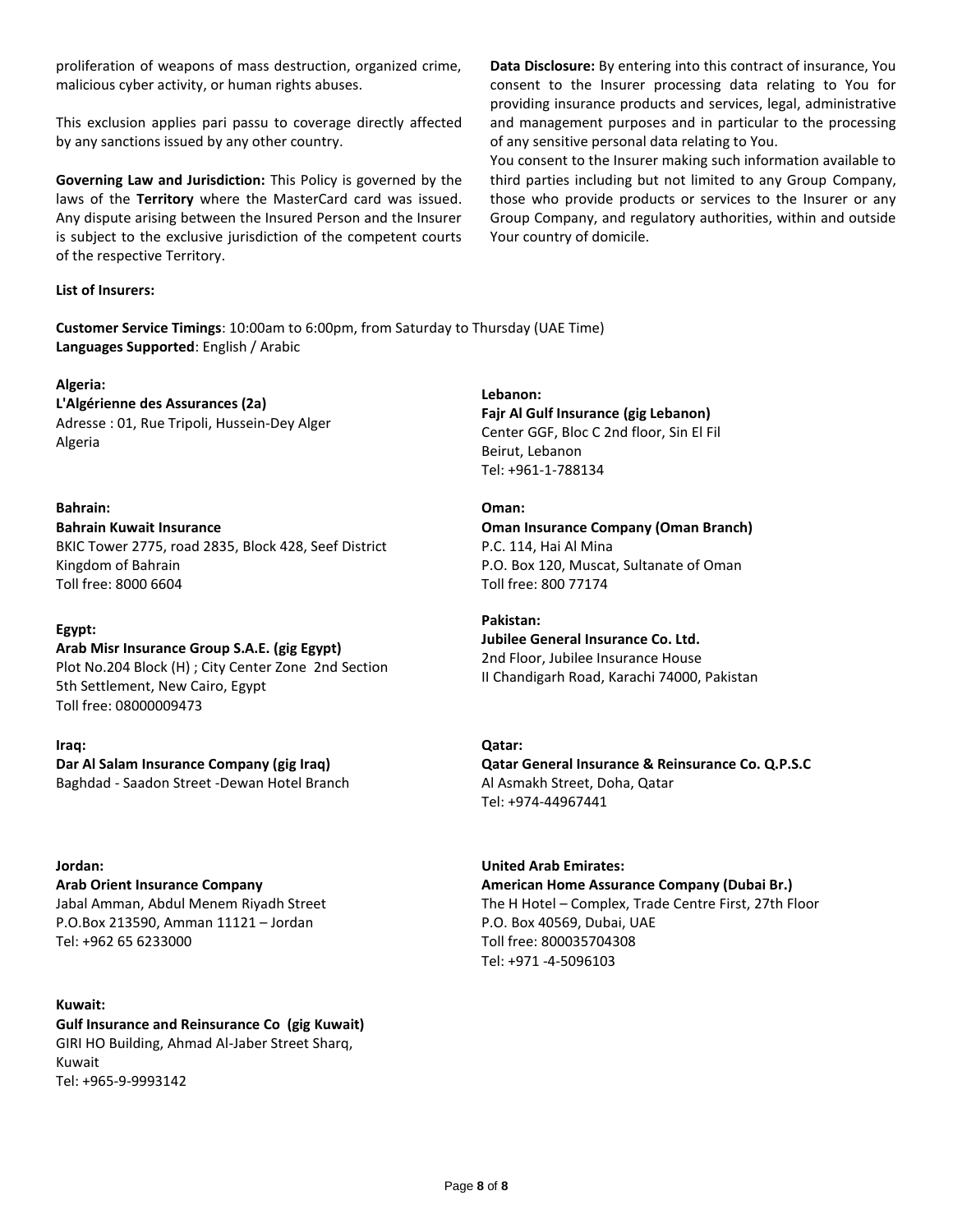proliferation of weapons of mass destruction, organized crime, malicious cyber activity, or human rights abuses.

This exclusion applies pari passu to coverage directly affected by any sanctions issued by any other country.

**Governing Law and Jurisdiction:** This Policy is governed by the laws of the **Territory** where the MasterCard card was issued. Any dispute arising between the Insured Person and the Insurer is subject to the exclusive jurisdiction of the competent courts of the respective Territory.

**Data Disclosure:** By entering into this contract of insurance, You consent to the Insurer processing data relating to You for providing insurance products and services, legal, administrative and management purposes and in particular to the processing of any sensitive personal data relating to You.
You consent to the Insurer making such information available to third parties including but not limited to any Group Company, those who provide products or services to the Insurer or any Group Company, and regulatory authorities, within and outside Your country of domicile.

**List of Insurers:**

**Customer Service Timings**: 10:00am to 6:00pm, from Saturday to Thursday (UAE Time)
**Languages Supported**: English / Arabic

**Algeria:**
**L'Algérienne des Assurances (2a)**
Adresse : 01, Rue Tripoli, Hussein-Dey Alger
Algeria

**Bahrain:**
**Bahrain Kuwait Insurance**
BKIC Tower 2775, road 2835, Block 428, Seef District
Kingdom of Bahrain
Toll free: 8000 6604

**Egypt:**
**Arab Misr Insurance Group S.A.E. (gig Egypt)**
Plot No.204 Block (H) ; City Center Zone 2nd Section
5th Settlement, New Cairo, Egypt
Toll free: 08000009473

**Iraq:**
**Dar Al Salam Insurance Company (gig Iraq)**
Baghdad - Saadon Street -Dewan Hotel Branch

**Jordan:**
**Arab Orient Insurance Company**
Jabal Amman, Abdul Menem Riyadh Street
P.O.Box 213590, Amman 11121 – Jordan
Tel: +962 65 6233000

**Kuwait:**
**Gulf Insurance and Reinsurance Co (gig Kuwait)**
GIRI HO Building, Ahmad Al-Jaber Street Sharq,
Kuwait
Tel: +965-9-9993142

**Lebanon:**
**Fajr Al Gulf Insurance (gig Lebanon)**
Center GGF, Bloc C 2nd floor, Sin El Fil
Beirut, Lebanon
Tel: +961-1-788134

**Oman:**
**Oman Insurance Company (Oman Branch)**
P.C. 114, Hai Al Mina
P.O. Box 120, Muscat, Sultanate of Oman
Toll free: 800 77174

**Pakistan:**
**Jubilee General Insurance Co. Ltd.**
2nd Floor, Jubilee Insurance House
II Chandigarh Road, Karachi 74000, Pakistan

**Qatar:**
**Qatar General Insurance & Reinsurance Co. Q.P.S.C**
Al Asmakh Street, Doha, Qatar
Tel: +974-44967441

**United Arab Emirates:**
**American Home Assurance Company (Dubai Br.)**
The H Hotel – Complex, Trade Centre First, 27th Floor
P.O. Box 40569, Dubai, UAE
Toll free: 800035704308
Tel: +971 -4-5096103